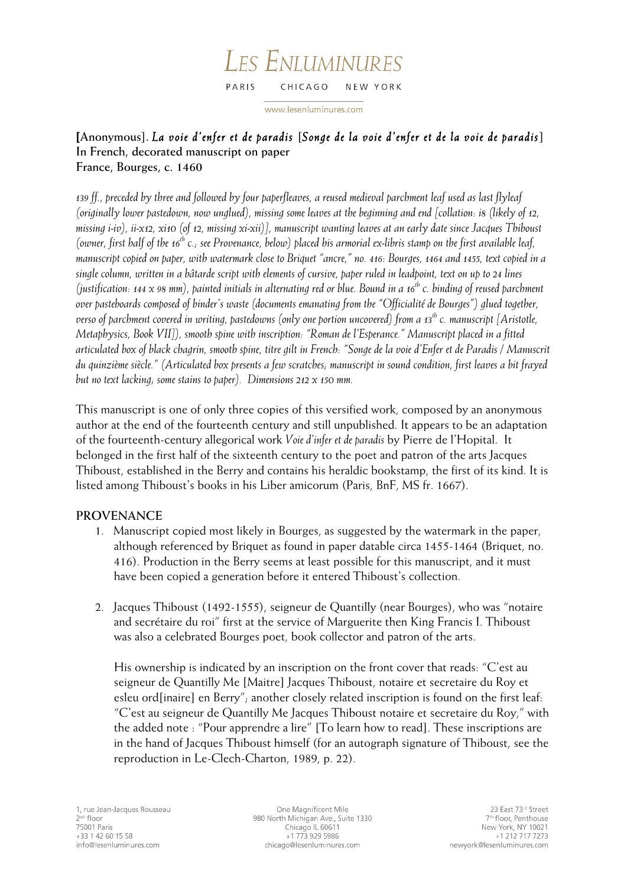# LES ENLUMINURES

PARIS CHICAGO NEW YORK

www.lesenluminures.com

**[Anonymous].** ***La voie d'enfer et de paradis* [*Songe de la voie d'enfer et de la voie de paradis*]**
**In French, decorated manuscript on paper**
**France, Bourges, c. 1460**

*139 ff., preceded by three and followed by four paperfleaves, a reused medieval parchment leaf used as last flyleaf (originally lower pastedown, now unglued), missing some leaves at the beginning and end [collation: i8 (likely of 12, missing i-iv), ii-x12, xi10 (of 12, missing xi-xii)], manuscript wanting leaves at an early date since Jacques Thiboust (owner, first half of the 16th c.; see Provenance, below) placed his armorial ex-libris stamp on the first available leaf, manuscript copied on paper, with watermark close to Briquet "ancre," no. 416: Bourges, 1464 and 1455, text copied in a single column, written in a bâtarde script with elements of cursive, paper ruled in leadpoint, text on up to 24 lines (justification: 144 x 98 mm), painted initials in alternating red or blue. Bound in a 16th c. binding of reused parchment over pasteboards composed of binder's waste (documents emanating from the "Officialité de Bourges") glued together, verso of parchment covered in writing, pastedowns (only one portion uncovered) from a 13th c. manuscript [Aristotle, Metaphysics, Book VII]), smooth spine with inscription: "Roman de l'Esperance." Manuscript placed in a fitted articulated box of black chagrin, smooth spine, titre gilt in French: "Songe de la voie d'Enfer et de Paradis / Manuscrit du quinzième siècle." (Articulated box presents a few scratches; manuscript in sound condition, first leaves a bit frayed but no text lacking; some stains to paper). Dimensions 212 x 150 mm.*

This manuscript is one of only three copies of this versified work, composed by an anonymous author at the end of the fourteenth century and still unpublished. It appears to be an adaptation of the fourteenth-century allegorical work *Voie d'infer et de paradis* by Pierre de l'Hopital. It belonged in the first half of the sixteenth century to the poet and patron of the arts Jacques Thiboust, established in the Berry and contains his heraldic bookstamp, the first of its kind. It is listed among Thiboust's books in his Liber amicorum (Paris, BnF, MS fr. 1667).

## PROVENANCE

1. Manuscript copied most likely in Bourges, as suggested by the watermark in the paper, although referenced by Briquet as found in paper datable circa 1455-1464 (Briquet, no. 416). Production in the Berry seems at least possible for this manuscript, and it must have been copied a generation before it entered Thiboust's collection.

2. Jacques Thiboust (1492-1555), seigneur de Quantilly (near Bourges), who was "notaire and secrétaire du roi" first at the service of Marguerite then King Francis I. Thiboust was also a celebrated Bourges poet, book collector and patron of the arts.

   His ownership is indicated by an inscription on the front cover that reads: "C'est au seigneur de Quantilly Me [Maitre] Jacques Thiboust, notaire et secretaire du Roy et esleu ord[inaire] en Berry"; another closely related inscription is found on the first leaf: "C'est au seigneur de Quantilly Me Jacques Thiboust notaire et secretaire du Roy," with the added note : "Pour apprendre a lire" [To learn how to read]. These inscriptions are in the hand of Jacques Thiboust himself (for an autograph signature of Thiboust, see the reproduction in Le-Clech-Charton, 1989, p. 22).

1, rue Jean-Jacques Rousseau
2nd floor
75001 Paris
+33 1 42 60 15 58
info@lesenluminures.com

One Magnificent Mile
980 North Michigan Ave., Suite 1330
Chicago IL 60611
+1 773 929 5986
chicago@lesenluminures.com

23 East 73rd Street
7th floor, Penthouse
New York, NY 10021
+1 212 717 7273
newyork@lesenluminures.com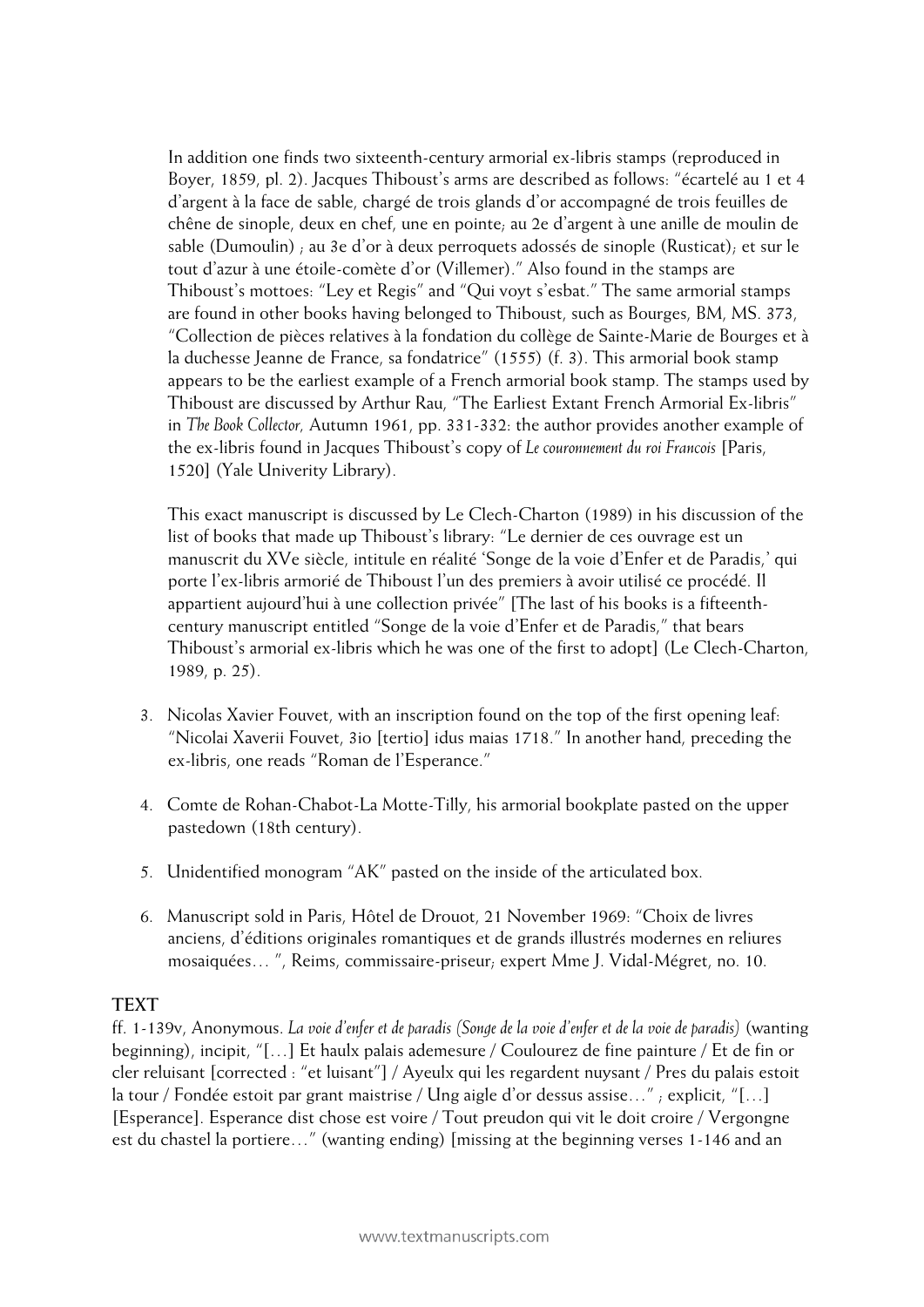In addition one finds two sixteenth-century armorial ex-libris stamps (reproduced in Boyer, 1859, pl. 2). Jacques Thiboust's arms are described as follows: "écartelé au 1 et 4 d'argent à la face de sable, chargé de trois glands d'or accompagné de trois feuilles de chêne de sinople, deux en chef, une en pointe; au 2e d'argent à une anille de moulin de sable (Dumoulin) ; au 3e d'or à deux perroquets adossés de sinople (Rusticat); et sur le tout d'azur à une étoile-comète d'or (Villemer)." Also found in the stamps are Thiboust's mottoes: "Ley et Regis" and "Qui voyt s'esbat." The same armorial stamps are found in other books having belonged to Thiboust, such as Bourges, BM, MS. 373, "Collection de pièces relatives à la fondation du collège de Sainte-Marie de Bourges et à la duchesse Jeanne de France, sa fondatrice" (1555) (f. 3). This armorial book stamp appears to be the earliest example of a French armorial book stamp. The stamps used by Thiboust are discussed by Arthur Rau, "The Earliest Extant French Armorial Ex-libris" in *The Book Collector,* Autumn 1961, pp. 331-332: the author provides another example of the ex-libris found in Jacques Thiboust's copy of *Le couronnement du roi Francois* [Paris, 1520] (Yale Univerity Library).

This exact manuscript is discussed by Le Clech-Charton (1989) in his discussion of the list of books that made up Thiboust's library: "Le dernier de ces ouvrage est un manuscrit du XVe siècle, intitule en réalité 'Songe de la voie d'Enfer et de Paradis,' qui porte l'ex-libris armorié de Thiboust l'un des premiers à avoir utilisé ce procédé. Il appartient aujourd'hui à une collection privée" [The last of his books is a fifteenth-century manuscript entitled "Songe de la voie d'Enfer et de Paradis," that bears Thiboust's armorial ex-libris which he was one of the first to adopt] (Le Clech-Charton, 1989, p. 25).

3. Nicolas Xavier Fouvet, with an inscription found on the top of the first opening leaf: "Nicolai Xaverii Fouvet, 3io [tertio] idus maias 1718." In another hand, preceding the ex-libris, one reads "Roman de l'Esperance."

4. Comte de Rohan-Chabot-La Motte-Tilly, his armorial bookplate pasted on the upper pastedown (18th century).

5. Unidentified monogram "AK" pasted on the inside of the articulated box.

6. Manuscript sold in Paris, Hôtel de Drouot, 21 November 1969: "Choix de livres anciens, d'éditions originales romantiques et de grands illustrés modernes en reliures mosaiquées… ", Reims, commissaire-priseur; expert Mme J. Vidal-Mégret, no. 10.

## TEXT

ff. 1-139v, Anonymous. *La voie d'enfer et de paradis (Songe de la voie d'enfer et de la voie de paradis)* (wanting beginning), incipit, "[…] Et haulx palais ademesure / Coulourez de fine painture / Et de fin or cler reluisant [corrected : "et luisant"] / Ayeulx qui les regardent nuysant / Pres du palais estoit la tour / Fondée estoit par grant maistrise / Ung aigle d'or dessus assise…" ; explicit, "[…] [Esperance]. Esperance dist chose est voire / Tout preudon qui vit le doit croire / Vergongne est du chastel la portiere…" (wanting ending) [missing at the beginning verses 1-146 and an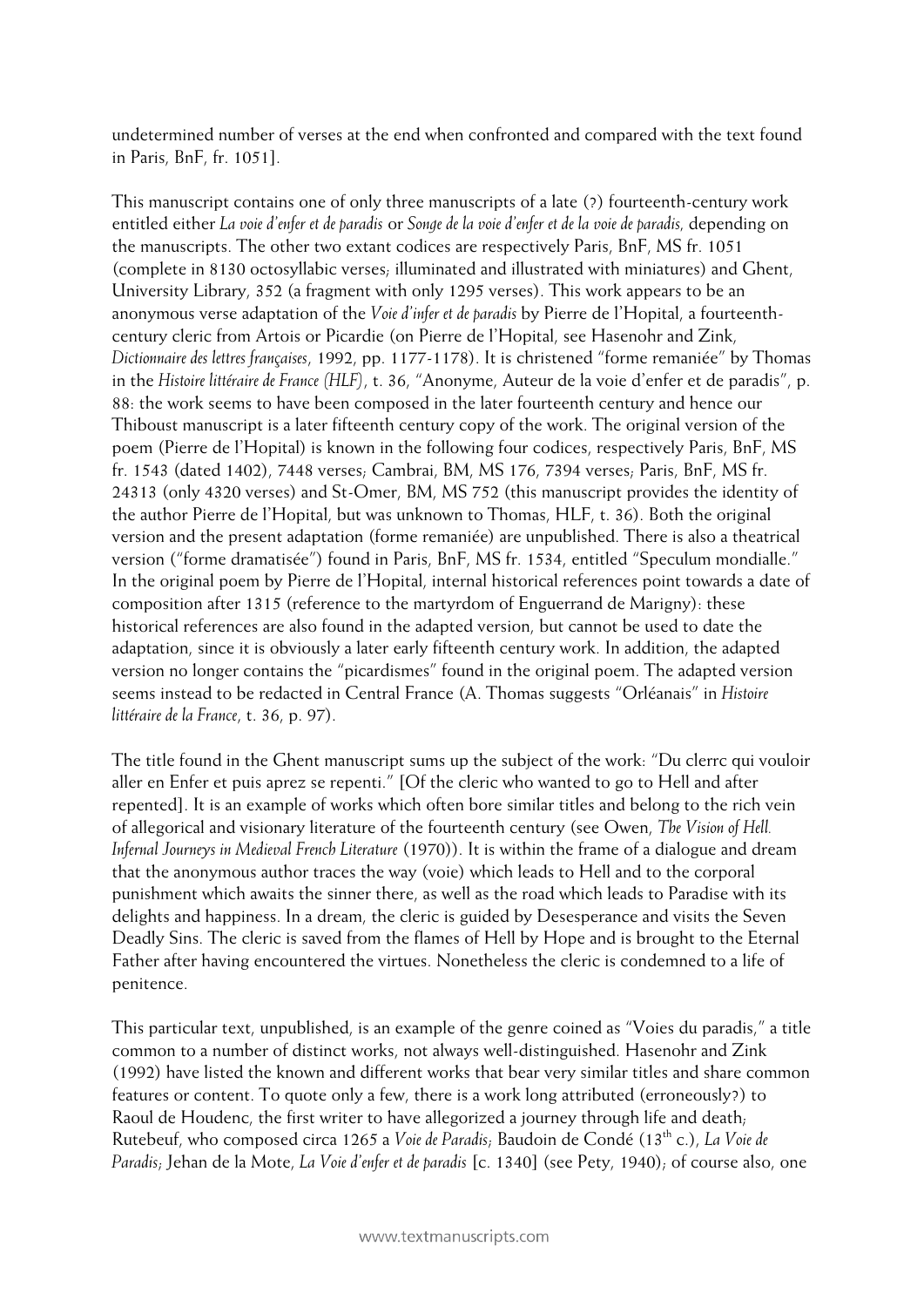undetermined number of verses at the end when confronted and compared with the text found in Paris, BnF, fr. 1051].

This manuscript contains one of only three manuscripts of a late (?) fourteenth-century work entitled either *La voie d'enfer et de paradis* or *Songe de la voie d'enfer et de la voie de paradis*, depending on the manuscripts. The other two extant codices are respectively Paris, BnF, MS fr. 1051 (complete in 8130 octosyllabic verses; illuminated and illustrated with miniatures) and Ghent, University Library, 352 (a fragment with only 1295 verses). This work appears to be an anonymous verse adaptation of the *Voie d'infer et de paradis* by Pierre de l'Hopital, a fourteenth-century cleric from Artois or Picardie (on Pierre de l'Hopital, see Hasenohr and Zink, *Dictionnaire des lettres françaises*, 1992, pp. 1177-1178). It is christened "forme remaniée" by Thomas in the *Histoire littéraire de France (HLF)*, t. 36, "Anonyme, Auteur de la voie d'enfer et de paradis", p. 88: the work seems to have been composed in the later fourteenth century and hence our Thiboust manuscript is a later fifteenth century copy of the work. The original version of the poem (Pierre de l'Hopital) is known in the following four codices, respectively Paris, BnF, MS fr. 1543 (dated 1402), 7448 verses; Cambrai, BM, MS 176, 7394 verses; Paris, BnF, MS fr. 24313 (only 4320 verses) and St-Omer, BM, MS 752 (this manuscript provides the identity of the author Pierre de l'Hopital, but was unknown to Thomas, HLF, t. 36). Both the original version and the present adaptation (forme remaniée) are unpublished. There is also a theatrical version ("forme dramatisée") found in Paris, BnF, MS fr. 1534, entitled "Speculum mondialle." In the original poem by Pierre de l'Hopital, internal historical references point towards a date of composition after 1315 (reference to the martyrdom of Enguerrand de Marigny): these historical references are also found in the adapted version, but cannot be used to date the adaptation, since it is obviously a later early fifteenth century work. In addition, the adapted version no longer contains the "picardismes" found in the original poem. The adapted version seems instead to be redacted in Central France (A. Thomas suggests "Orléanais" in *Histoire littéraire de la France*, t. 36, p. 97).

The title found in the Ghent manuscript sums up the subject of the work: "Du clerrc qui vouloir aller en Enfer et puis aprez se repenti." [Of the cleric who wanted to go to Hell and after repented]. It is an example of works which often bore similar titles and belong to the rich vein of allegorical and visionary literature of the fourteenth century (see Owen, *The Vision of Hell. Infernal Journeys in Medieval French Literature* (1970)). It is within the frame of a dialogue and dream that the anonymous author traces the way (voie) which leads to Hell and to the corporal punishment which awaits the sinner there, as well as the road which leads to Paradise with its delights and happiness. In a dream, the cleric is guided by Desesperance and visits the Seven Deadly Sins. The cleric is saved from the flames of Hell by Hope and is brought to the Eternal Father after having encountered the virtues. Nonetheless the cleric is condemned to a life of penitence.

This particular text, unpublished, is an example of the genre coined as "Voies du paradis," a title common to a number of distinct works, not always well-distinguished. Hasenohr and Zink (1992) have listed the known and different works that bear very similar titles and share common features or content. To quote only a few, there is a work long attributed (erroneously?) to Raoul de Houdenc, the first writer to have allegorized a journey through life and death; Rutebeuf, who composed circa 1265 a *Voie de Paradis*; Baudoin de Condé (13th c.), *La Voie de Paradis*; Jehan de la Mote, *La Voie d'enfer et de paradis* [c. 1340] (see Pety, 1940); of course also, one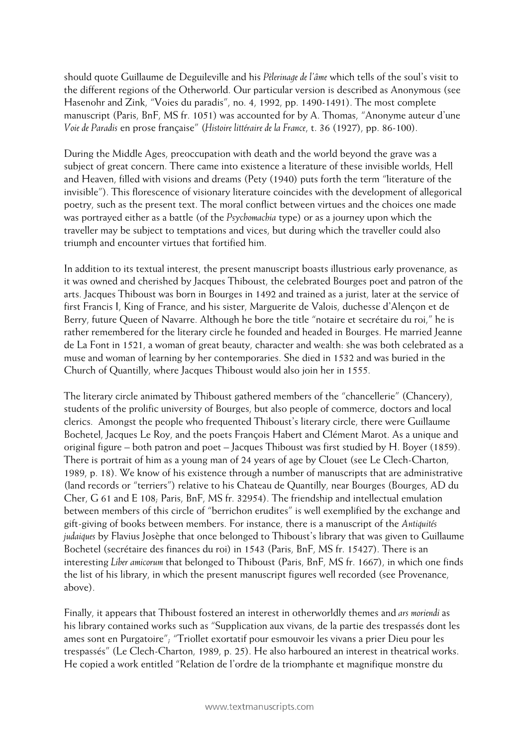should quote Guillaume de Deguileville and his *Pèlerinage de l'âme* which tells of the soul's visit to the different regions of the Otherworld. Our particular version is described as Anonymous (see Hasenohr and Zink, "Voies du paradis", no. 4, 1992, pp. 1490-1491). The most complete manuscript (Paris, BnF, MS fr. 1051) was accounted for by A. Thomas, "Anonyme auteur d'une *Voie de Paradis* en prose française" (*Histoire littéraire de la France*, t. 36 (1927), pp. 86-100).

During the Middle Ages, preoccupation with death and the world beyond the grave was a subject of great concern. There came into existence a literature of these invisible worlds, Hell and Heaven, filled with visions and dreams (Pety (1940) puts forth the term "literature of the invisible"). This florescence of visionary literature coincides with the development of allegorical poetry, such as the present text. The moral conflict between virtues and the choices one made was portrayed either as a battle (of the *Psychomachia* type) or as a journey upon which the traveller may be subject to temptations and vices, but during which the traveller could also triumph and encounter virtues that fortified him.

In addition to its textual interest, the present manuscript boasts illustrious early provenance, as it was owned and cherished by Jacques Thiboust, the celebrated Bourges poet and patron of the arts. Jacques Thiboust was born in Bourges in 1492 and trained as a jurist, later at the service of first Francis I, King of France, and his sister, Marguerite de Valois, duchesse d'Alençon et de Berry, future Queen of Navarre. Although he bore the title "notaire et secrétaire du roi," he is rather remembered for the literary circle he founded and headed in Bourges. He married Jeanne de La Font in 1521, a woman of great beauty, character and wealth: she was both celebrated as a muse and woman of learning by her contemporaries. She died in 1532 and was buried in the Church of Quantilly, where Jacques Thiboust would also join her in 1555.

The literary circle animated by Thiboust gathered members of the "chancellerie" (Chancery), students of the prolific university of Bourges, but also people of commerce, doctors and local clerics. Amongst the people who frequented Thiboust's literary circle, there were Guillaume Bochetel, Jacques Le Roy, and the poets François Habert and Clément Marot. As a unique and original figure – both patron and poet – Jacques Thiboust was first studied by H. Boyer (1859). There is portrait of him as a young man of 24 years of age by Clouet (see Le Clech-Charton, 1989, p. 18). We know of his existence through a number of manuscripts that are administrative (land records or "terriers") relative to his Chateau de Quantilly, near Bourges (Bourges, AD du Cher, G 61 and E 108; Paris, BnF, MS fr. 32954). The friendship and intellectual emulation between members of this circle of "berrichon erudites" is well exemplified by the exchange and gift-giving of books between members. For instance, there is a manuscript of the *Antiquités judaiques* by Flavius Josèphe that once belonged to Thiboust's library that was given to Guillaume Bochetel (secrétaire des finances du roi) in 1543 (Paris, BnF, MS fr. 15427). There is an interesting *Liber amicorum* that belonged to Thiboust (Paris, BnF, MS fr. 1667), in which one finds the list of his library, in which the present manuscript figures well recorded (see Provenance, above).

Finally, it appears that Thiboust fostered an interest in otherworldly themes and *ars moriendi* as his library contained works such as "Supplication aux vivans, de la partie des trespassés dont les ames sont en Purgatoire"; "Triollet exortatif pour esmouvoir les vivans a prier Dieu pour les trespassés" (Le Clech-Charton, 1989, p. 25). He also harboured an interest in theatrical works. He copied a work entitled "Relation de l'ordre de la triomphante et magnifique monstre du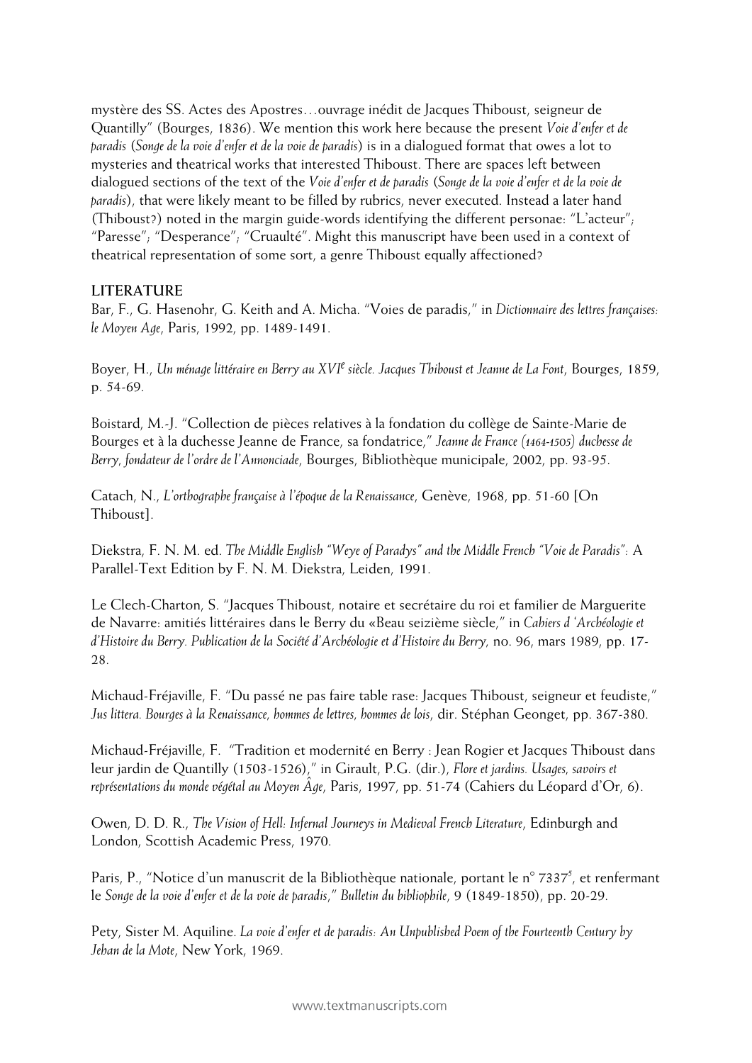mystère des SS. Actes des Apostres…ouvrage inédit de Jacques Thiboust, seigneur de Quantilly" (Bourges, 1836). We mention this work here because the present *Voie d'enfer et de paradis* (*Songe de la voie d'enfer et de la voie de paradis*) is in a dialogued format that owes a lot to mysteries and theatrical works that interested Thiboust. There are spaces left between dialogued sections of the text of the *Voie d'enfer et de paradis* (*Songe de la voie d'enfer et de la voie de paradis*), that were likely meant to be filled by rubrics, never executed. Instead a later hand (Thiboust?) noted in the margin guide-words identifying the different personae: "L'acteur"; "Paresse"; "Desperance"; "Cruaulté". Might this manuscript have been used in a context of theatrical representation of some sort, a genre Thiboust equally affectioned?

## LITERATURE

Bar, F., G. Hasenohr, G. Keith and A. Micha. "Voies de paradis," in *Dictionnaire des lettres françaises: le Moyen Age*, Paris, 1992, pp. 1489-1491.

Boyer, H., *Un ménage littéraire en Berry au XVI^e siècle. Jacques Thiboust et Jeanne de La Font*, Bourges, 1859, p. 54-69.

Boistard, M.-J. "Collection de pièces relatives à la fondation du collège de Sainte-Marie de Bourges et à la duchesse Jeanne de France, sa fondatrice," *Jeanne de France (1464-1505) duchesse de Berry, fondateur de l'ordre de l'Annonciade*, Bourges, Bibliothèque municipale, 2002, pp. 93-95.

Catach, N., *L'orthographe française à l'époque de la Renaissance*, Genève, 1968, pp. 51-60 [On Thiboust].

Diekstra, F. N. M. ed. *The Middle English "Weye of Paradys" and the Middle French "Voie de Paradis":* A Parallel-Text Edition by F. N. M. Diekstra, Leiden, 1991.

Le Clech-Charton, S. "Jacques Thiboust, notaire et secrétaire du roi et familier de Marguerite de Navarre: amitiés littéraires dans le Berry du «Beau seizième siècle," in *Cahiers d 'Archéologie et d'Histoire du Berry. Publication de la Société d'Archéologie et d'Histoire du Berry,* no. 96, mars 1989, pp. 17-28.

Michaud-Fréjaville, F. "Du passé ne pas faire table rase: Jacques Thiboust, seigneur et feudiste," *Jus littera. Bourges à la Renaissance, hommes de lettres, hommes de lois*, dir. Stéphan Geonget, pp. 367-380.

Michaud-Fréjaville, F. "Tradition et modernité en Berry : Jean Rogier et Jacques Thiboust dans leur jardin de Quantilly (1503-1526)," in Girault, P.G. (dir.), *Flore et jardins. Usages, savoirs et représentations du monde végétal au Moyen Âge*, Paris, 1997, pp. 51-74 (Cahiers du Léopard d'Or, 6).

Owen, D. D. R., *The Vision of Hell: Infernal Journeys in Medieval French Literature*, Edinburgh and London, Scottish Academic Press, 1970.

Paris, P., "Notice d'un manuscrit de la Bibliothèque nationale, portant le n° 7337^5, et renfermant le *Songe de la voie d'enfer et de la voie de paradis*," *Bulletin du bibliophile*, 9 (1849-1850), pp. 20-29.

Pety, Sister M. Aquiline. *La voie d'enfer et de paradis: An Unpublished Poem of the Fourteenth Century by Jehan de la Mote*, New York, 1969.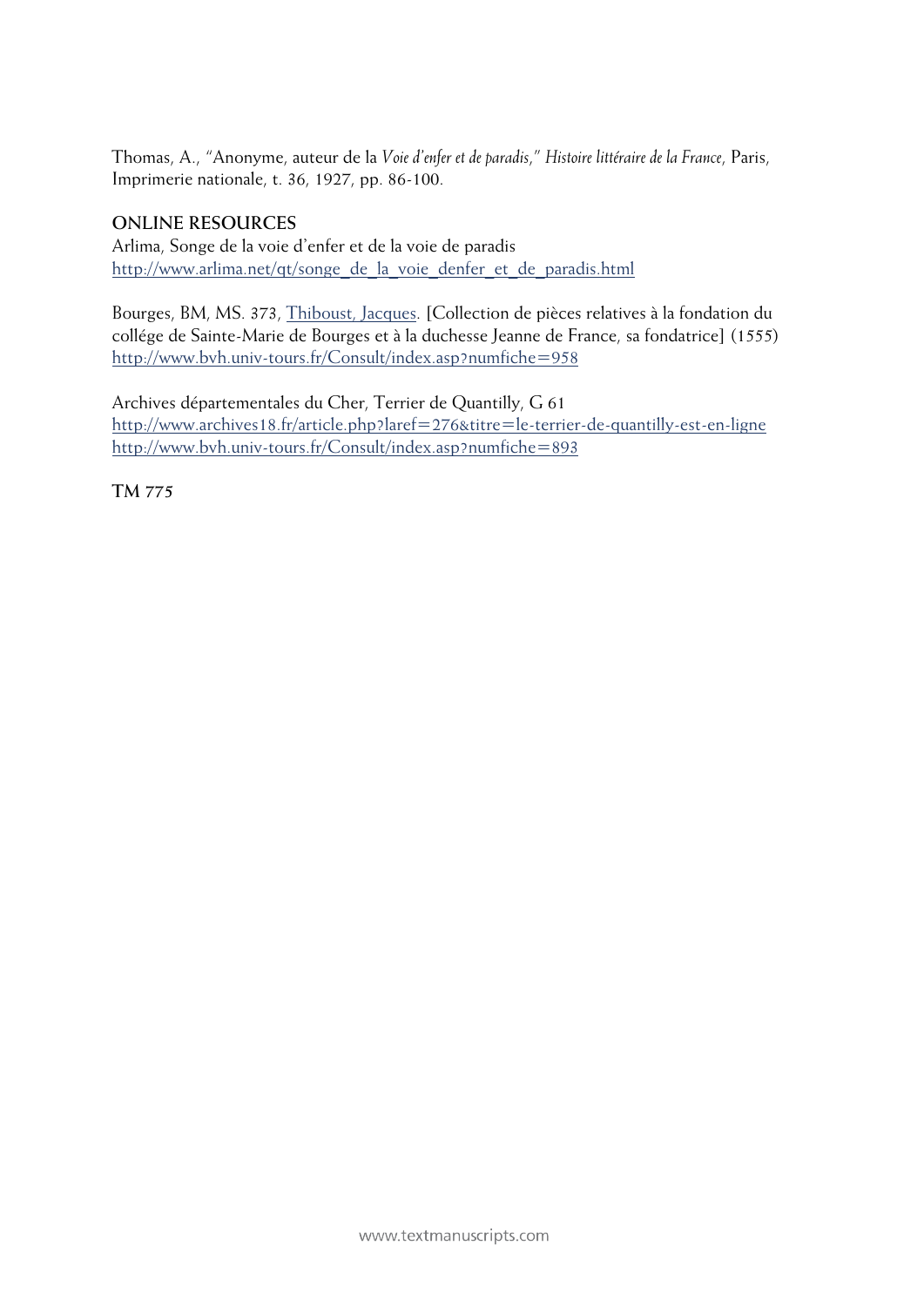Thomas, A., "Anonyme, auteur de la *Voie d'enfer et de paradis*," *Histoire littéraire de la France*, Paris, Imprimerie nationale, t. 36, 1927, pp. 86-100.

**ONLINE RESOURCES**

Arlima, Songe de la voie d'enfer et de la voie de paradis
http://www.arlima.net/qt/songe_de_la_voie_denfer_et_de_paradis.html

Bourges, BM, MS. 373, Thiboust, Jacques. [Collection de pièces relatives à la fondation du collége de Sainte-Marie de Bourges et à la duchesse Jeanne de France, sa fondatrice] (1555)
http://www.bvh.univ-tours.fr/Consult/index.asp?numfiche=958

Archives départementales du Cher, Terrier de Quantilly, G 61
http://www.archives18.fr/article.php?laref=276&titre=le-terrier-de-quantilly-est-en-ligne
http://www.bvh.univ-tours.fr/Consult/index.asp?numfiche=893

**TM 775**